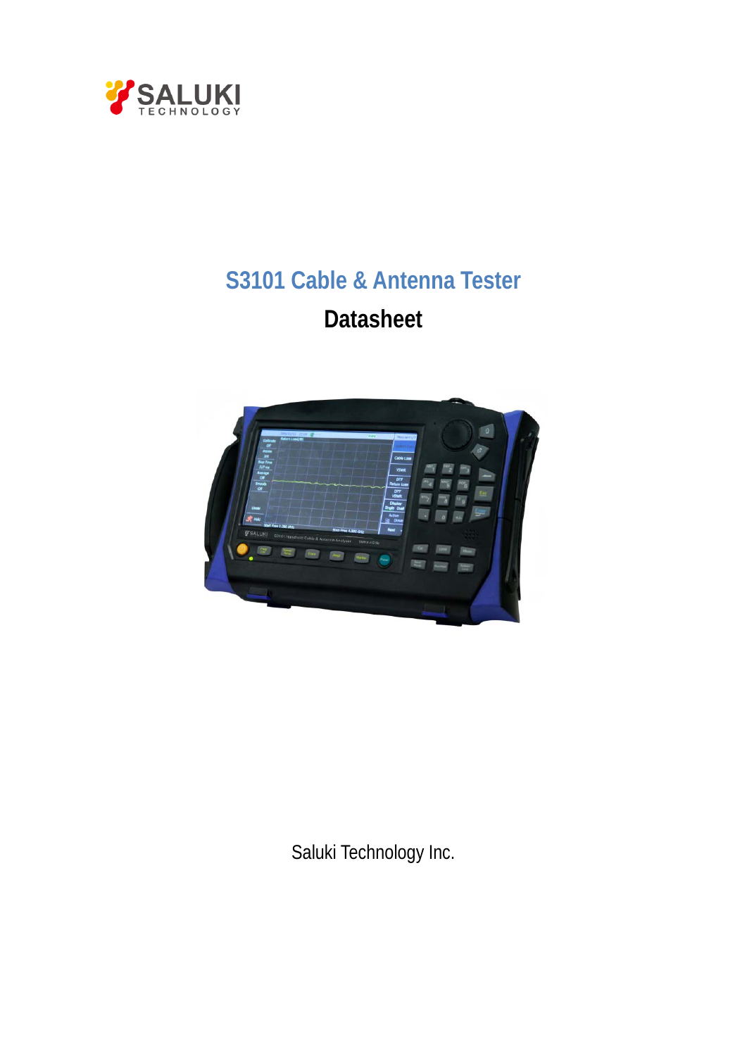# S3101 Cable & Antenna Tester

## Datasheet

Saluki Technology Inc.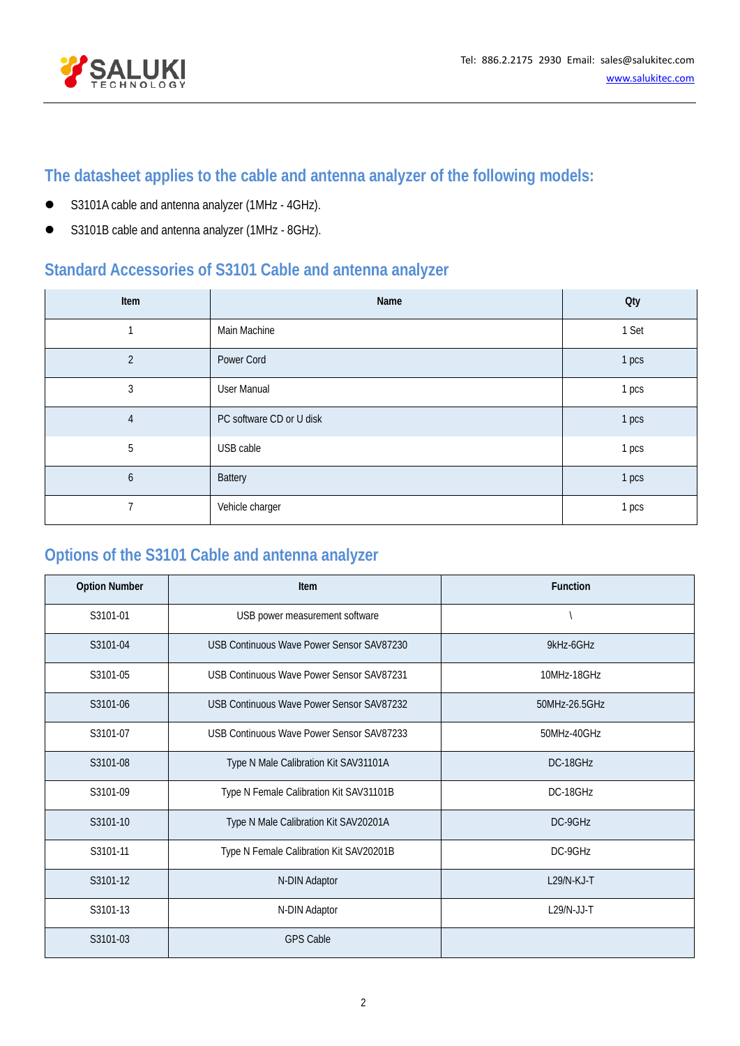## The datasheet applies to the cable and antenna analyzer of the following models:

- S3101A cable and antenna analyzer (1MHz - 4GHz).
- S3101B cable and antenna analyzer (1MHz - 8GHz).

## Standard Accessories of S3101 Cable and antenna analyzer

| Item | Name | Qty |
|---|---|---|
| 1 | Main Machine | 1 Set |
| 2 | Power Cord | 1 pcs |
| 3 | User Manual | 1 pcs |
| 4 | PC software CD or U disk | 1 pcs |
| 5 | USB cable | 1 pcs |
| 6 | Battery | 1 pcs |
| 7 | Vehicle charger | 1 pcs |

## Options of the S3101 Cable and antenna analyzer

| Option Number | Item | Function |
|---|---|---|
| S3101-01 | USB power measurement software | \ |
| S3101-04 | USB Continuous Wave Power Sensor SAV87230 | 9kHz-6GHz |
| S3101-05 | USB Continuous Wave Power Sensor SAV87231 | 10MHz-18GHz |
| S3101-06 | USB Continuous Wave Power Sensor SAV87232 | 50MHz-26.5GHz |
| S3101-07 | USB Continuous Wave Power Sensor SAV87233 | 50MHz-40GHz |
| S3101-08 | Type N Male Calibration Kit SAV31101A | DC-18GHz |
| S3101-09 | Type N Female Calibration Kit SAV31101B | DC-18GHz |
| S3101-10 | Type N Male Calibration Kit SAV20201A | DC-9GHz |
| S3101-11 | Type N Female Calibration Kit SAV20201B | DC-9GHz |
| S3101-12 | N-DIN Adaptor | L29/N-KJ-T |
| S3101-13 | N-DIN Adaptor | L29/N-JJ-T |
| S3101-03 | GPS Cable | |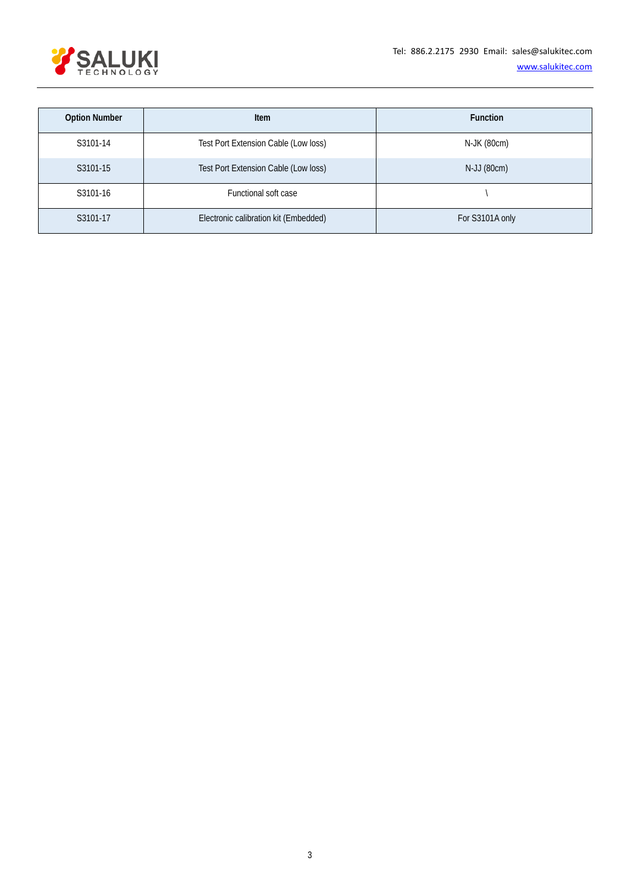| Option Number | Item | Function |
| --- | --- | --- |
| S3101-14 | Test Port Extension Cable (Low loss) | N-JK (80cm) |
| S3101-15 | Test Port Extension Cable (Low loss) | N-JJ (80cm) |
| S3101-16 | Functional soft case | \ |
| S3101-17 | Electronic calibration kit (Embedded) | For S3101A only |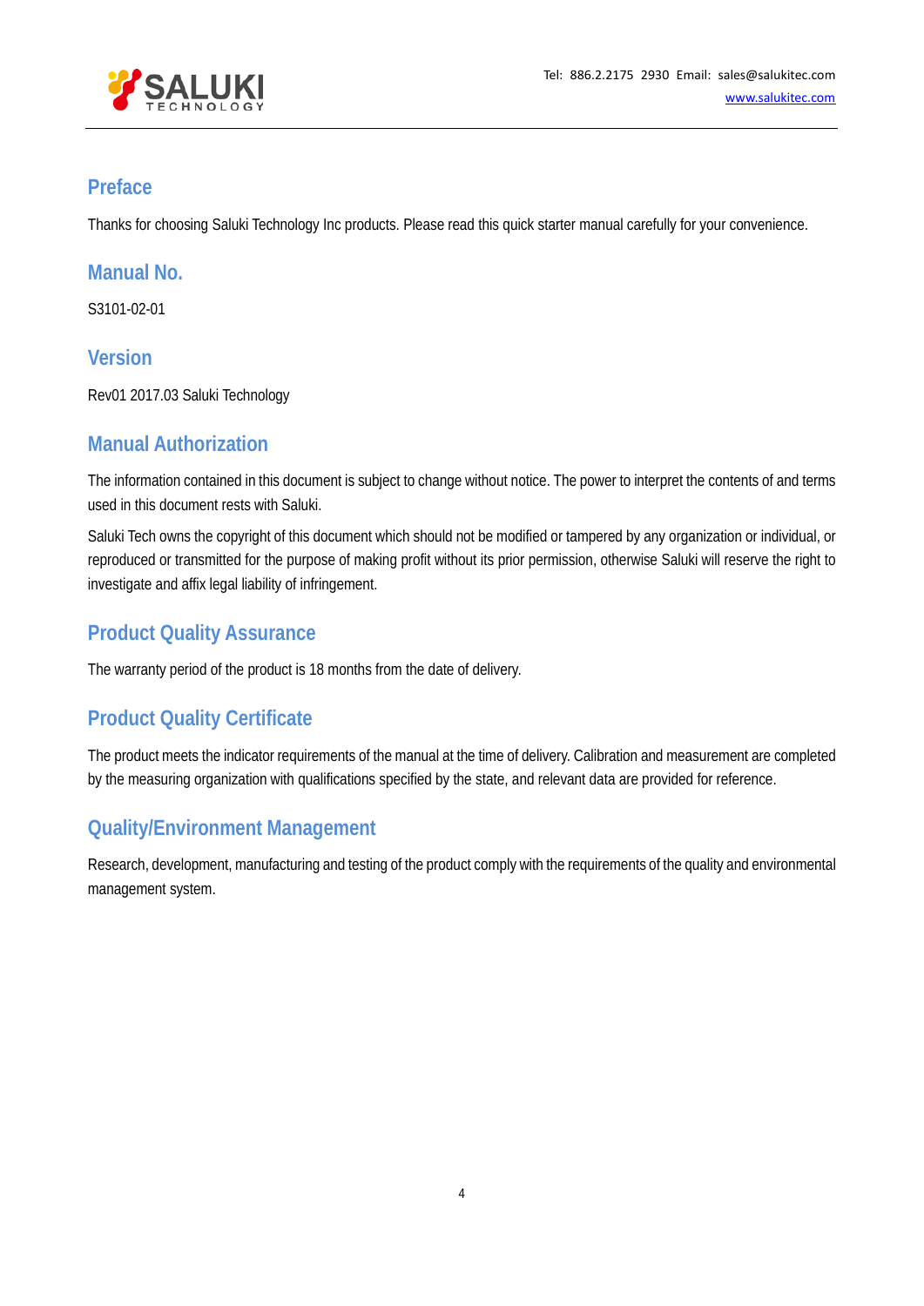## Preface

Thanks for choosing Saluki Technology Inc products. Please read this quick starter manual carefully for your convenience.

## Manual No.

S3101-02-01

## Version

Rev01 2017.03 Saluki Technology

## Manual Authorization

The information contained in this document is subject to change without notice. The power to interpret the contents of and terms used in this document rests with Saluki.

Saluki Tech owns the copyright of this document which should not be modified or tampered by any organization or individual, or reproduced or transmitted for the purpose of making profit without its prior permission, otherwise Saluki will reserve the right to investigate and affix legal liability of infringement.

## Product Quality Assurance

The warranty period of the product is 18 months from the date of delivery.

## Product Quality Certificate

The product meets the indicator requirements of the manual at the time of delivery. Calibration and measurement are completed by the measuring organization with qualifications specified by the state, and relevant data are provided for reference.

## Quality/Environment Management

Research, development, manufacturing and testing of the product comply with the requirements of the quality and environmental management system.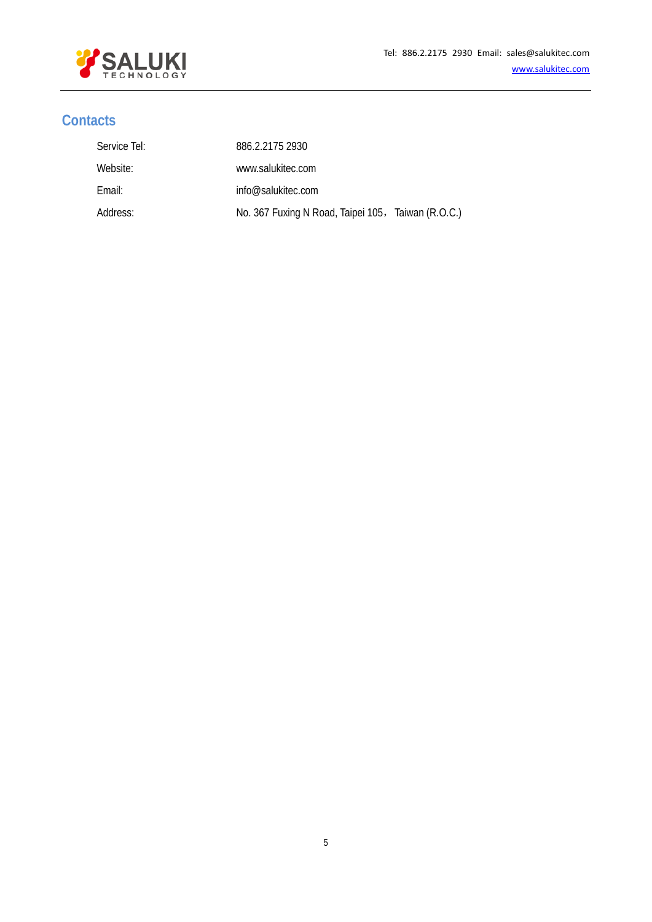## Contacts

| | |
|---|---|
| Service Tel: | 886.2.2175 2930 |
| Website: | www.salukitec.com |
| Email: | info@salukitec.com |
| Address: | No. 367 Fuxing N Road, Taipei 105，Taiwan (R.O.C.) |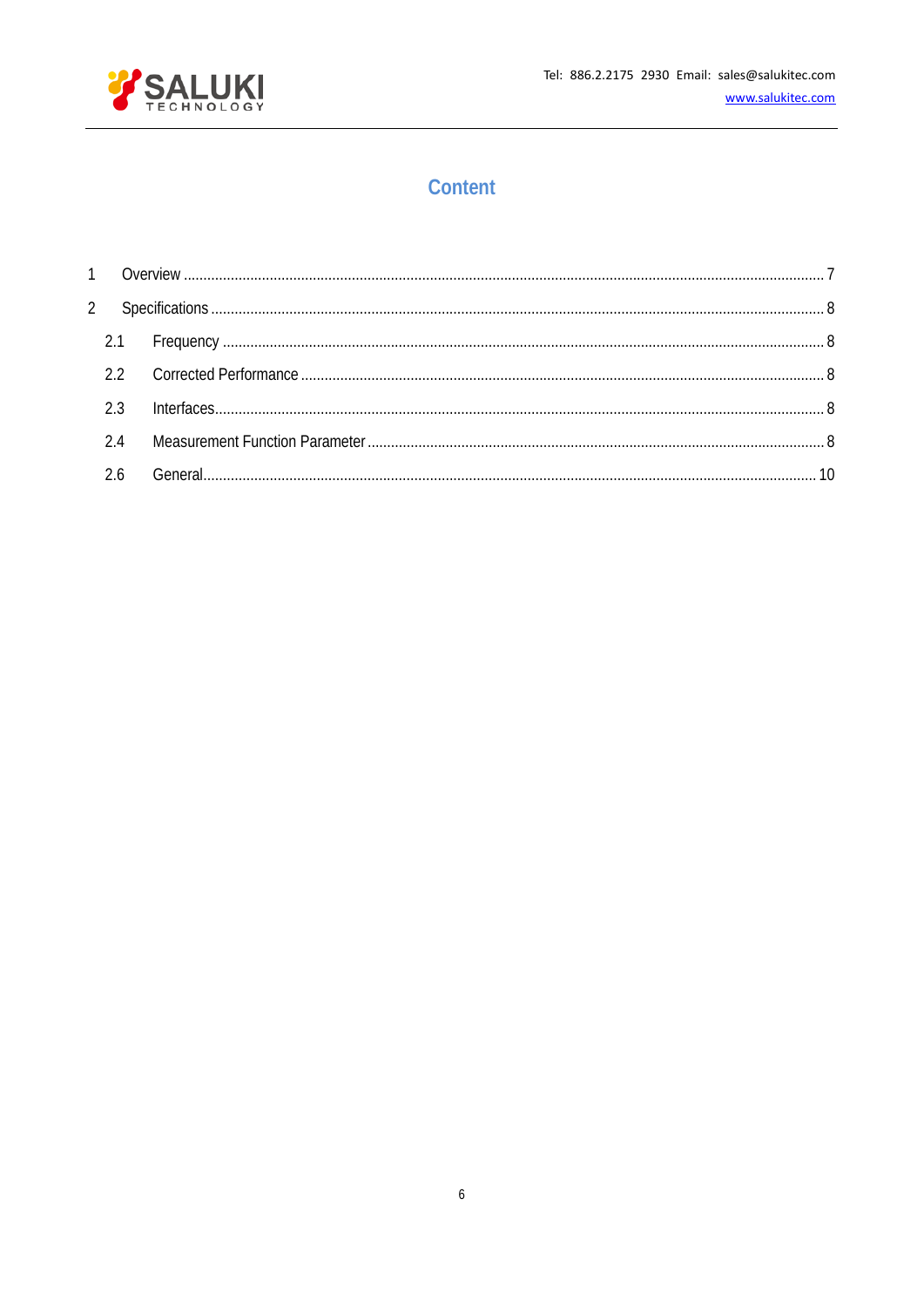# Content

1 Overview ........................................................................................................................................ 7

2 Specifications .................................................................................................................................. 8

  2.1 Frequency ................................................................................................................................ 8

  2.2 Corrected Performance ............................................................................................................ 8

  2.3 Interfaces.................................................................................................................................. 8

  2.4 Measurement Function Parameter ........................................................................................... 8

  2.6 General.................................................................................................................................... 10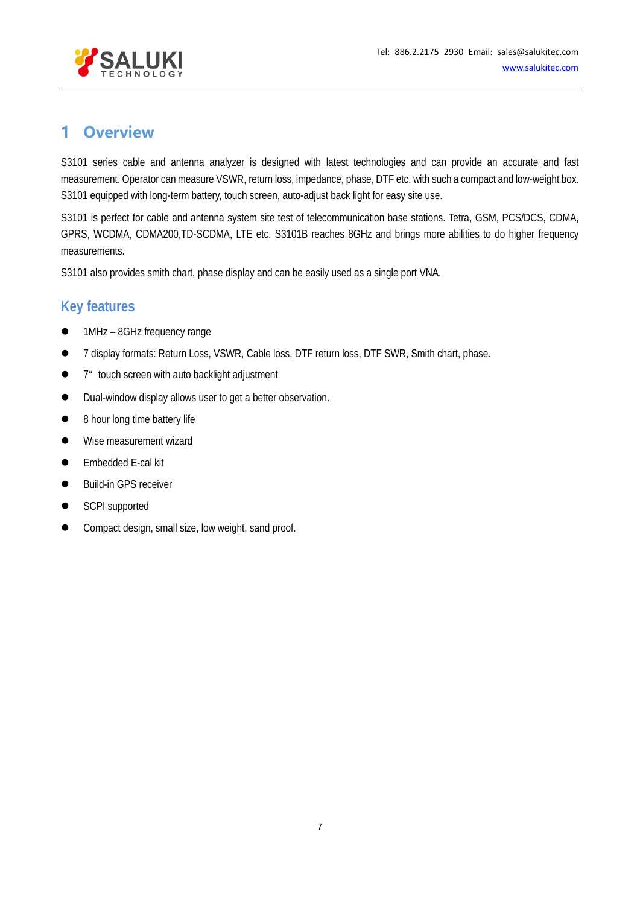# 1 Overview

S3101 series cable and antenna analyzer is designed with latest technologies and can provide an accurate and fast measurement. Operator can measure VSWR, return loss, impedance, phase, DTF etc. with such a compact and low-weight box. S3101 equipped with long-term battery, touch screen, auto-adjust back light for easy site use.

S3101 is perfect for cable and antenna system site test of telecommunication base stations. Tetra, GSM, PCS/DCS, CDMA, GPRS, WCDMA, CDMA200,TD-SCDMA, LTE etc. S3101B reaches 8GHz and brings more abilities to do higher frequency measurements.

S3101 also provides smith chart, phase display and can be easily used as a single port VNA.

## Key features

- 1MHz – 8GHz frequency range
- 7 display formats: Return Loss, VSWR, Cable loss, DTF return loss, DTF SWR, Smith chart, phase.
- 7" touch screen with auto backlight adjustment
- Dual-window display allows user to get a better observation.
- 8 hour long time battery life
- Wise measurement wizard
- Embedded E-cal kit
- Build-in GPS receiver
- SCPI supported
- Compact design, small size, low weight, sand proof.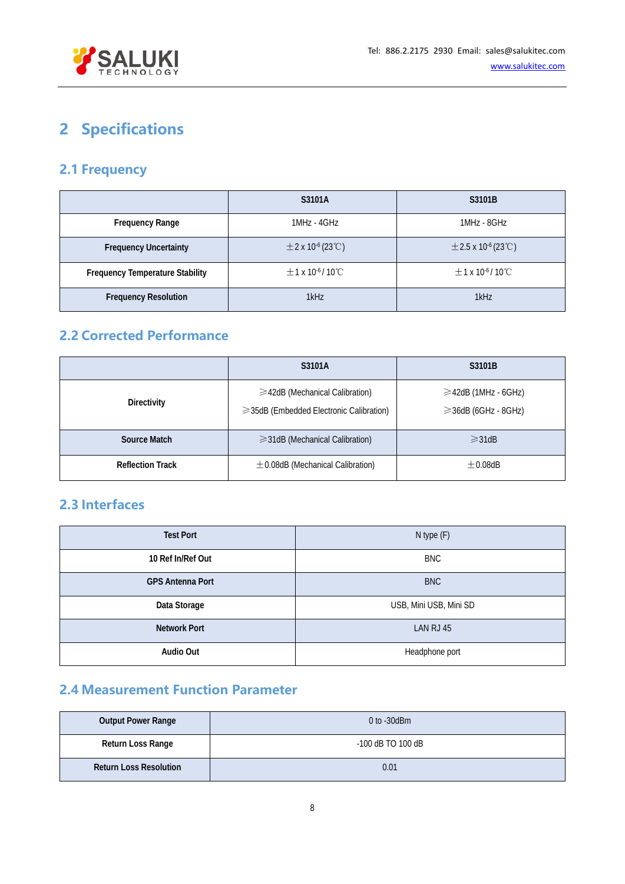# 2 Specifications

## 2.1 Frequency

| | S3101A | S3101B |
|---|---|---|
| **Frequency Range** | 1MHz - 4GHz | 1MHz - 8GHz |
| **Frequency Uncertainty** | $\pm 2 \times 10^{-6}$ (23℃) | $\pm 2.5 \times 10^{-6}$ (23℃) |
| **Frequency Temperature Stability** | $\pm 1 \times 10^{-6}$ / 10℃ | $\pm 1 \times 10^{-6}$ / 10℃ |
| **Frequency Resolution** | 1kHz | 1kHz |

## 2.2 Corrected Performance

| | S3101A | S3101B |
|---|---|---|
| **Directivity** | ⩾42dB (Mechanical Calibration)<br>⩾35dB (Embedded Electronic Calibration) | ⩾42dB (1MHz - 6GHz)<br>⩾36dB (6GHz - 8GHz) |
| **Source Match** | ⩾31dB (Mechanical Calibration) | ⩾31dB |
| **Reflection Track** | ±0.08dB (Mechanical Calibration) | ±0.08dB |

## 2.3 Interfaces

| **Test Port** | N type (F) |
|---|---|
| **10 Ref In/Ref Out** | BNC |
| **GPS Antenna Port** | BNC |
| **Data Storage** | USB, Mini USB, Mini SD |
| **Network Port** | LAN RJ 45 |
| **Audio Out** | Headphone port |

## 2.4 Measurement Function Parameter

| **Output Power Range** | 0 to -30dBm |
|---|---|
| **Return Loss Range** | -100 dB TO 100 dB |
| **Return Loss Resolution** | 0.01 |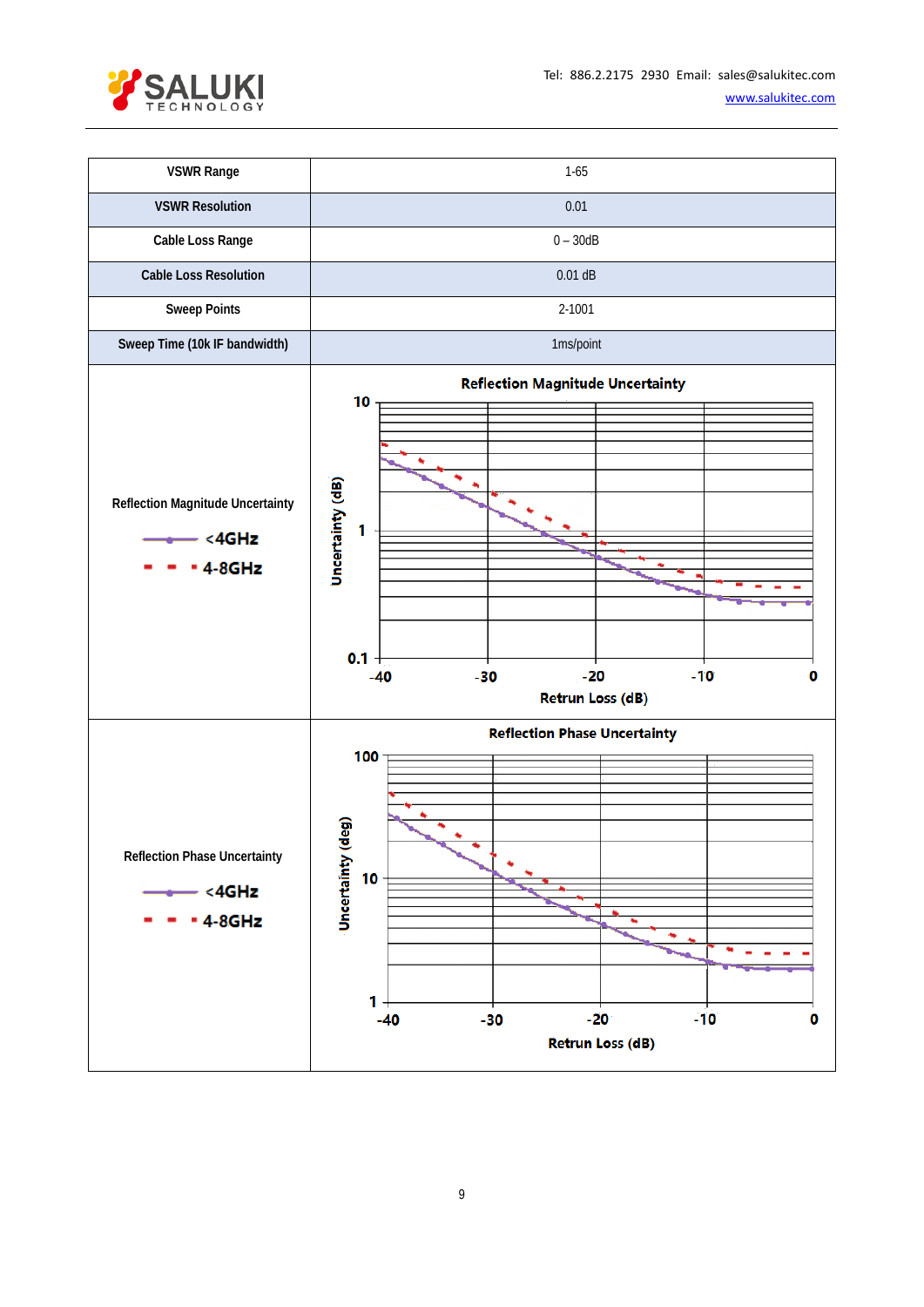| VSWR Range | 1-65 |
|---|---|
| VSWR Resolution | 0.01 |
| Cable Loss Range | 0 – 30dB |
| Cable Loss Resolution | 0.01 dB |
| Sweep Points | 2-1001 |
| Sweep Time (10k IF bandwidth) | 1ms/point |
| Reflection Magnitude Uncertainty<br><4GHz<br>4-8GHz | **Reflection Magnitude Uncertainty**<br>Uncertainty (dB): 0.1, 1, 10<br>Retrun Loss (dB): -40, -30, -20, -10, 0 |
| Reflection Phase Uncertainty<br><4GHz<br>4-8GHz | **Reflection Phase Uncertainty**<br>Uncertainty (deg): 1, 10, 100<br>Retrun Loss (dB): -40, -30, -20, -10, 0 |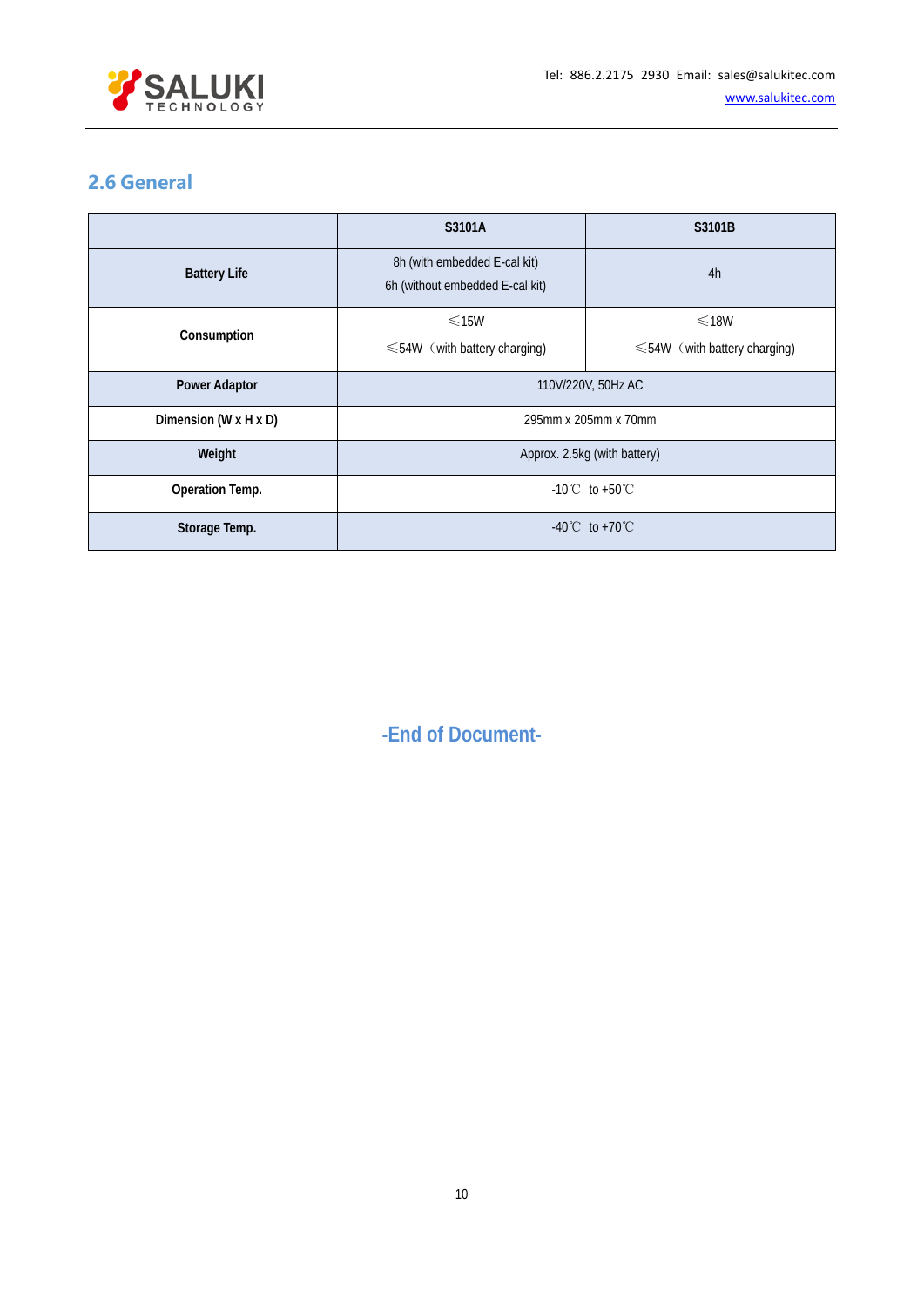## 2.6 General

| | S3101A | S3101B |
|---|---|---|
| **Battery Life** | 8h (with embedded E-cal kit)<br>6h (without embedded E-cal kit) | 4h |
| **Consumption** | ≤15W<br>≤54W（with battery charging) | ≤18W<br>≤54W（with battery charging) |
| **Power Adaptor** | 110V/220V, 50Hz AC | |
| **Dimension (W x H x D)** | 295mm x 205mm x 70mm | |
| **Weight** | Approx. 2.5kg (with battery) | |
| **Operation Temp.** | -10℃ to +50℃ | |
| **Storage Temp.** | -40℃ to +70℃ | |

**-End of Document-**